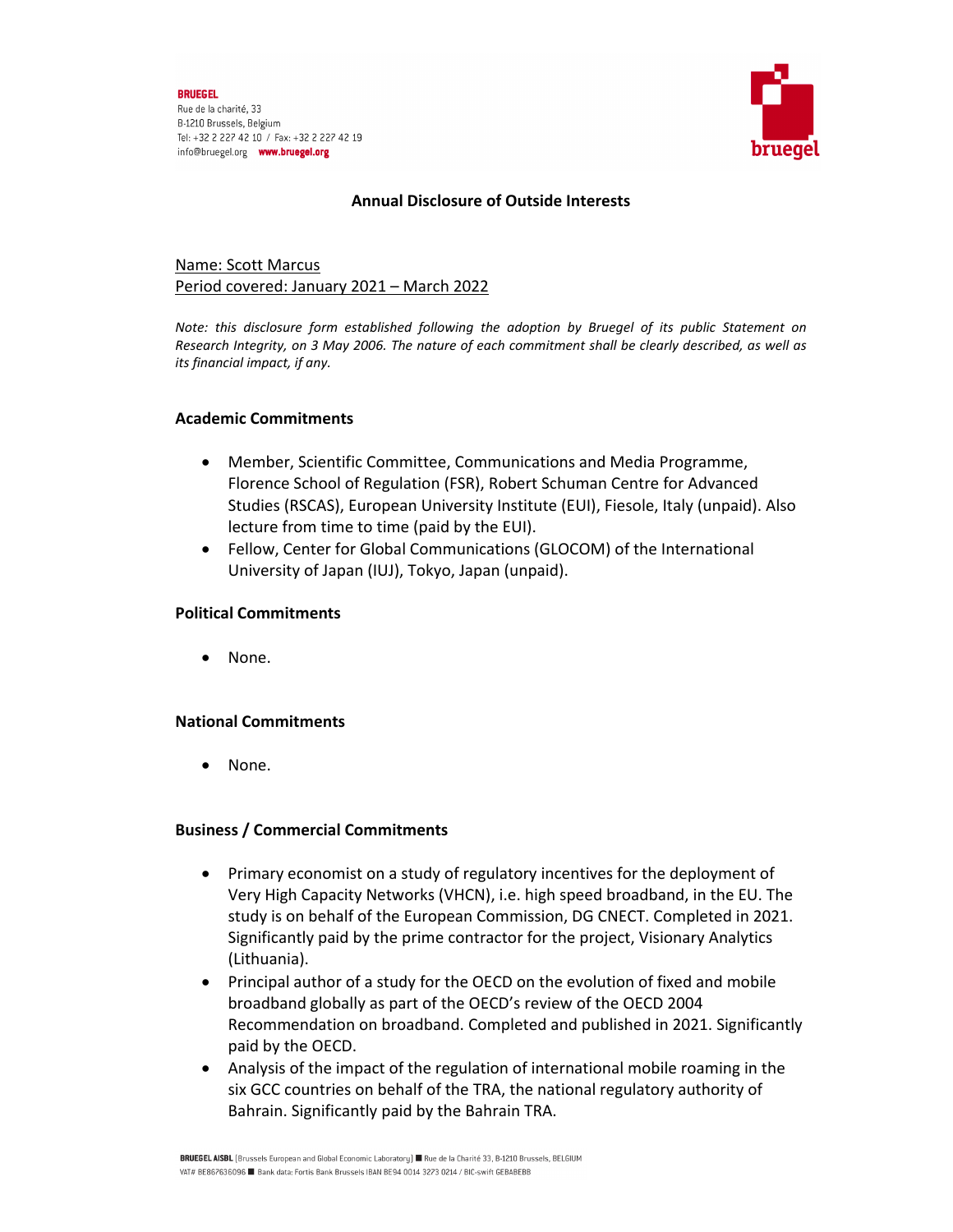BRUEGEL
Rue de la charité, 33
B-1210 Brussels, Belgium
Tel: +32 2 227 42 10 / Fax: +32 2 227 42 19
info@bruegel.org www.bruegel.org

# Annual Disclosure of Outside Interests

Name: Scott Marcus
Period covered: January 2021 – March 2022

*Note: this disclosure form established following the adoption by Bruegel of its public Statement on Research Integrity, on 3 May 2006. The nature of each commitment shall be clearly described, as well as its financial impact, if any.*

## Academic Commitments

- Member, Scientific Committee, Communications and Media Programme, Florence School of Regulation (FSR), Robert Schuman Centre for Advanced Studies (RSCAS), European University Institute (EUI), Fiesole, Italy (unpaid). Also lecture from time to time (paid by the EUI).
- Fellow, Center for Global Communications (GLOCOM) of the International University of Japan (IUJ), Tokyo, Japan (unpaid).

## Political Commitments

- None.

## National Commitments

- None.

## Business / Commercial Commitments

- Primary economist on a study of regulatory incentives for the deployment of Very High Capacity Networks (VHCN), i.e. high speed broadband, in the EU. The study is on behalf of the European Commission, DG CNECT. Completed in 2021. Significantly paid by the prime contractor for the project, Visionary Analytics (Lithuania).
- Principal author of a study for the OECD on the evolution of fixed and mobile broadband globally as part of the OECD's review of the OECD 2004 Recommendation on broadband. Completed and published in 2021. Significantly paid by the OECD.
- Analysis of the impact of the regulation of international mobile roaming in the six GCC countries on behalf of the TRA, the national regulatory authority of Bahrain. Significantly paid by the Bahrain TRA.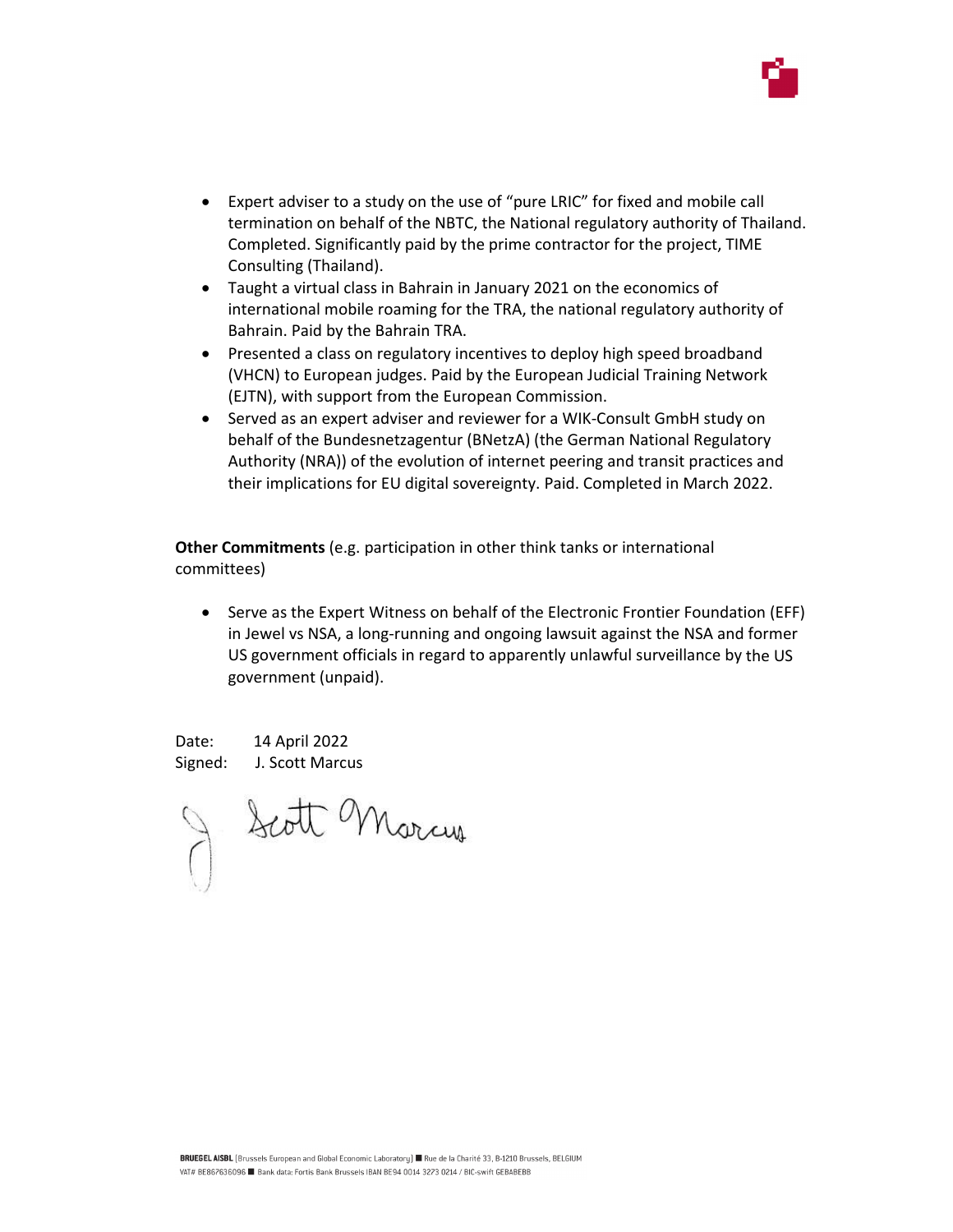- Expert adviser to a study on the use of "pure LRIC" for fixed and mobile call termination on behalf of the NBTC, the National regulatory authority of Thailand. Completed. Significantly paid by the prime contractor for the project, TIME Consulting (Thailand).
- Taught a virtual class in Bahrain in January 2021 on the economics of international mobile roaming for the TRA, the national regulatory authority of Bahrain. Paid by the Bahrain TRA.
- Presented a class on regulatory incentives to deploy high speed broadband (VHCN) to European judges. Paid by the European Judicial Training Network (EJTN), with support from the European Commission.
- Served as an expert adviser and reviewer for a WIK-Consult GmbH study on behalf of the Bundesnetzagentur (BNetzA) (the German National Regulatory Authority (NRA)) of the evolution of internet peering and transit practices and their implications for EU digital sovereignty. Paid. Completed in March 2022.

**Other Commitments** (e.g. participation in other think tanks or international committees)

- Serve as the Expert Witness on behalf of the Electronic Frontier Foundation (EFF) in Jewel vs NSA, a long-running and ongoing lawsuit against the NSA and former US government officials in regard to apparently unlawful surveillance by the US government (unpaid).

Date: 14 April 2022
Signed: J. Scott Marcus

J Scott Marcus

BRUEGEL AISBL (Brussels European and Global Economic Laboratory) ■ Rue de la Charité 33, B-1210 Brussels, BELGIUM
VAT# BE867636096 ■ Bank data: Fortis Bank Brussels IBAN BE94 0014 3273 0214 / BIC-swift GEBABEBB